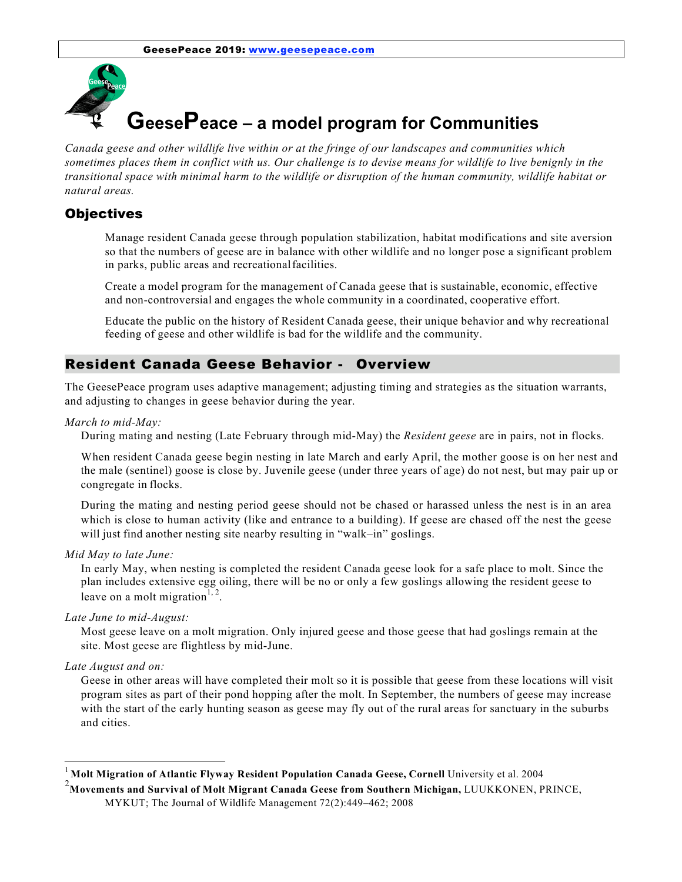# GeesePeace – a model program for Communities

*Canada geese and other wildlife live within or at the fringe of our landscapes and communities which sometimes places them in conflict with us. Our challenge is to devise means for wildlife to live benignly in the transitional space with minimal harm to the wildlife or disruption of the human community, wildlife habitat or natural areas.*

## Objectives

Manage resident Canada geese through population stabilization, habitat modifications and site aversion so that the numbers of geese are in balance with other wildlife and no longer pose a significant problem in parks, public areas and recreational facilities.

Create a model program for the management of Canada geese that is sustainable, economic, effective and non-controversial and engages the whole community in a coordinated, cooperative effort.

Educate the public on the history of Resident Canada geese, their unique behavior and why recreational feeding of geese and other wildlife is bad for the wildlife and the community.

## Resident Canada Geese Behavior - Overview

The GeesePeace program uses adaptive management; adjusting timing and strategies as the situation warrants, and adjusting to changes in geese behavior during the year.

*March to mid-May:*

During mating and nesting (Late February through mid-May) the *Resident geese* are in pairs, not in flocks.

When resident Canada geese begin nesting in late March and early April, the mother goose is on her nest and the male (sentinel) goose is close by. Juvenile geese (under three years of age) do not nest, but may pair up or congregate in flocks.

During the mating and nesting period geese should not be chased or harassed unless the nest is in an area which is close to human activity (like and entrance to a building). If geese are chased off the nest the geese will just find another nesting site nearby resulting in "walk–in" goslings.

*Mid May to late June:*

In early May, when nesting is completed the resident Canada geese look for a safe place to molt. Since the plan includes extensive egg oiling, there will be no or only a few goslings allowing the resident geese to leave on a molt migration[1, 2].

*Late June to mid-August:*

Most geese leave on a molt migration. Only injured geese and those geese that had goslings remain at the site. Most geese are flightless by mid-June.

*Late August and on:*

Geese in other areas will have completed their molt so it is possible that geese from these locations will visit program sites as part of their pond hopping after the molt. In September, the numbers of geese may increase with the start of the early hunting season as geese may fly out of the rural areas for sanctuary in the suburbs and cities.

---

[1] **Molt Migration of Atlantic Flyway Resident Population Canada Geese, Cornell** University et al. 2004

[2] **Movements and Survival of Molt Migrant Canada Geese from Southern Michigan,** LUUKKONEN, PRINCE, MYKUT; The Journal of Wildlife Management 72(2):449–462; 2008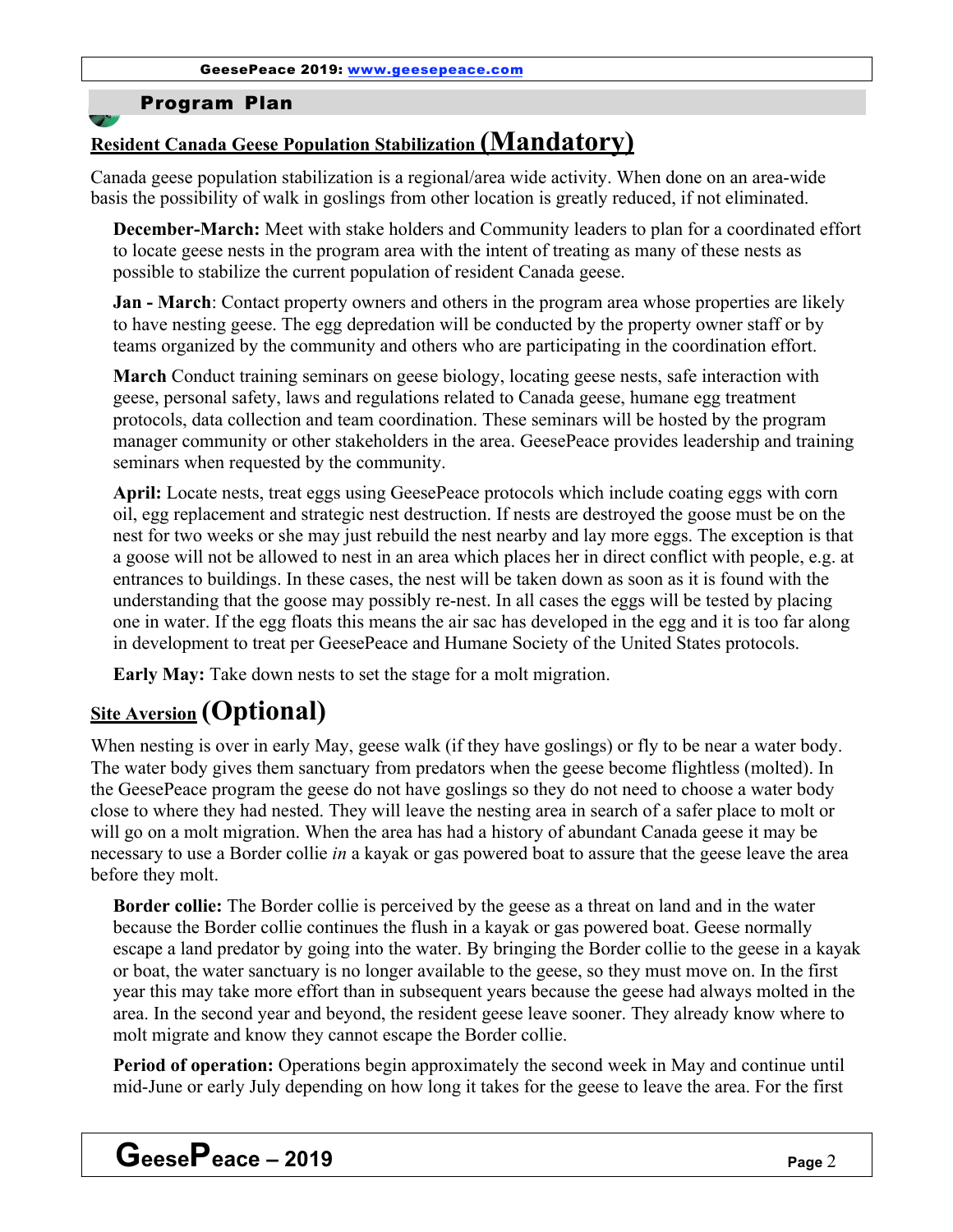## Program Plan

### Resident Canada Geese Population Stabilization **(Mandatory)**

Canada geese population stabilization is a regional/area wide activity. When done on an area-wide basis the possibility of walk in goslings from other location is greatly reduced, if not eliminated.

**December-March:** Meet with stake holders and Community leaders to plan for a coordinated effort to locate geese nests in the program area with the intent of treating as many of these nests as possible to stabilize the current population of resident Canada geese.

**Jan - March**: Contact property owners and others in the program area whose properties are likely to have nesting geese. The egg depredation will be conducted by the property owner staff or by teams organized by the community and others who are participating in the coordination effort.

**March** Conduct training seminars on geese biology, locating geese nests, safe interaction with geese, personal safety, laws and regulations related to Canada geese, humane egg treatment protocols, data collection and team coordination. These seminars will be hosted by the program manager community or other stakeholders in the area. GeesePeace provides leadership and training seminars when requested by the community.

**April:** Locate nests, treat eggs using GeesePeace protocols which include coating eggs with corn oil, egg replacement and strategic nest destruction. If nests are destroyed the goose must be on the nest for two weeks or she may just rebuild the nest nearby and lay more eggs. The exception is that a goose will not be allowed to nest in an area which places her in direct conflict with people, e.g. at entrances to buildings. In these cases, the nest will be taken down as soon as it is found with the understanding that the goose may possibly re-nest. In all cases the eggs will be tested by placing one in water. If the egg floats this means the air sac has developed in the egg and it is too far along in development to treat per GeesePeace and Humane Society of the United States protocols.

**Early May:** Take down nests to set the stage for a molt migration.

### Site Aversion **(Optional)**

When nesting is over in early May, geese walk (if they have goslings) or fly to be near a water body. The water body gives them sanctuary from predators when the geese become flightless (molted). In the GeesePeace program the geese do not have goslings so they do not need to choose a water body close to where they had nested. They will leave the nesting area in search of a safer place to molt or will go on a molt migration. When the area has had a history of abundant Canada geese it may be necessary to use a Border collie *in* a kayak or gas powered boat to assure that the geese leave the area before they molt.

**Border collie:** The Border collie is perceived by the geese as a threat on land and in the water because the Border collie continues the flush in a kayak or gas powered boat. Geese normally escape a land predator by going into the water. By bringing the Border collie to the geese in a kayak or boat, the water sanctuary is no longer available to the geese, so they must move on. In the first year this may take more effort than in subsequent years because the geese had always molted in the area. In the second year and beyond, the resident geese leave sooner. They already know where to molt migrate and know they cannot escape the Border collie.

**Period of operation:** Operations begin approximately the second week in May and continue until mid-June or early July depending on how long it takes for the geese to leave the area. For the first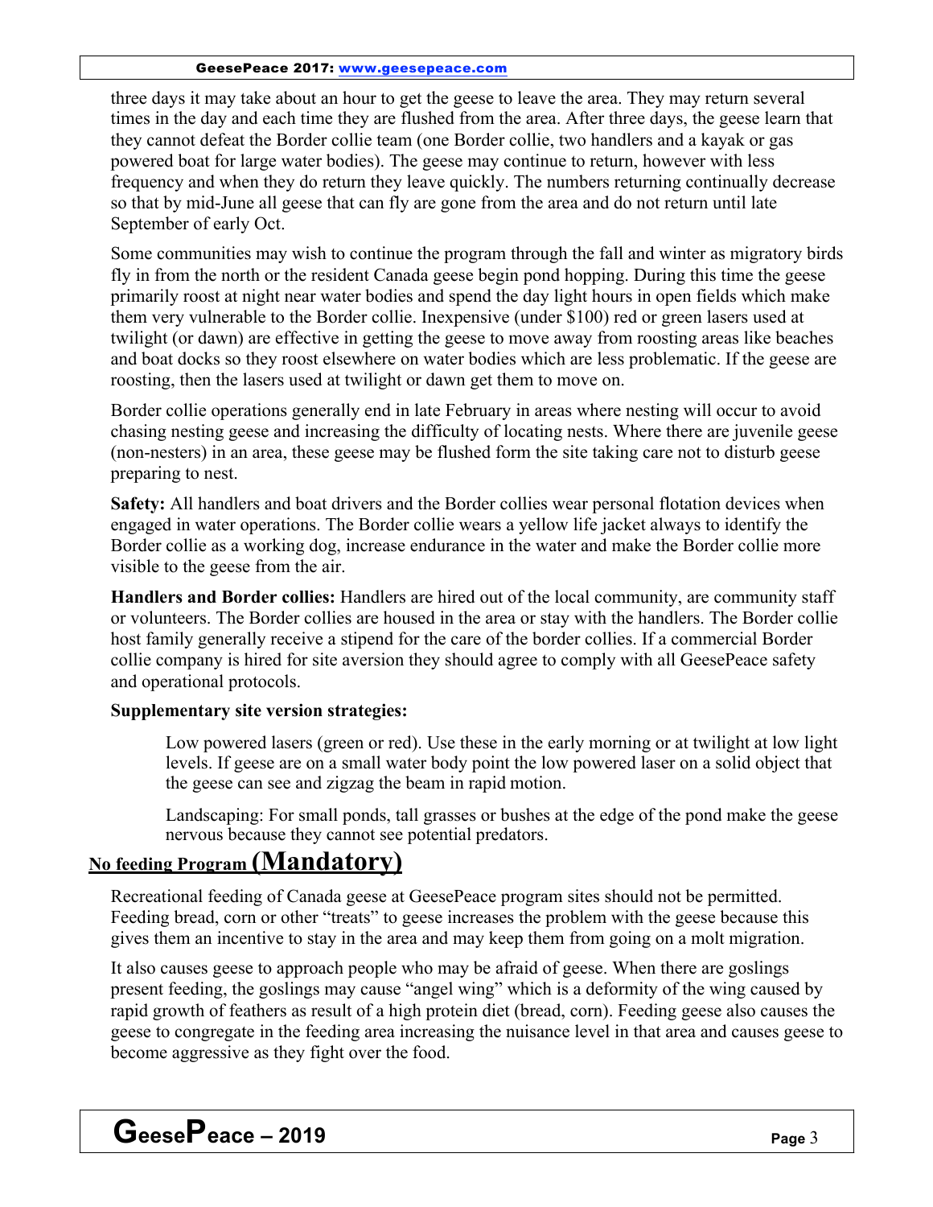three days it may take about an hour to get the geese to leave the area. They may return several times in the day and each time they are flushed from the area. After three days, the geese learn that they cannot defeat the Border collie team (one Border collie, two handlers and a kayak or gas powered boat for large water bodies). The geese may continue to return, however with less frequency and when they do return they leave quickly. The numbers returning continually decrease so that by mid-June all geese that can fly are gone from the area and do not return until late September of early Oct.

Some communities may wish to continue the program through the fall and winter as migratory birds fly in from the north or the resident Canada geese begin pond hopping. During this time the geese primarily roost at night near water bodies and spend the day light hours in open fields which make them very vulnerable to the Border collie. Inexpensive (under $100) red or green lasers used at twilight (or dawn) are effective in getting the geese to move away from roosting areas like beaches and boat docks so they roost elsewhere on water bodies which are less problematic. If the geese are roosting, then the lasers used at twilight or dawn get them to move on.

Border collie operations generally end in late February in areas where nesting will occur to avoid chasing nesting geese and increasing the difficulty of locating nests. Where there are juvenile geese (non-nesters) in an area, these geese may be flushed form the site taking care not to disturb geese preparing to nest.

**Safety:** All handlers and boat drivers and the Border collies wear personal flotation devices when engaged in water operations. The Border collie wears a yellow life jacket always to identify the Border collie as a working dog, increase endurance in the water and make the Border collie more visible to the geese from the air.

**Handlers and Border collies:** Handlers are hired out of the local community, are community staff or volunteers. The Border collies are housed in the area or stay with the handlers. The Border collie host family generally receive a stipend for the care of the border collies. If a commercial Border collie company is hired for site aversion they should agree to comply with all GeesePeace safety and operational protocols.

**Supplementary site version strategies:**

Low powered lasers (green or red). Use these in the early morning or at twilight at low light levels. If geese are on a small water body point the low powered laser on a solid object that the geese can see and zigzag the beam in rapid motion.

Landscaping: For small ponds, tall grasses or bushes at the edge of the pond make the geese nervous because they cannot see potential predators.

## No feeding Program (Mandatory)

Recreational feeding of Canada geese at GeesePeace program sites should not be permitted. Feeding bread, corn or other "treats" to geese increases the problem with the geese because this gives them an incentive to stay in the area and may keep them from going on a molt migration.

It also causes geese to approach people who may be afraid of geese. When there are goslings present feeding, the goslings may cause "angel wing" which is a deformity of the wing caused by rapid growth of feathers as result of a high protein diet (bread, corn). Feeding geese also causes the geese to congregate in the feeding area increasing the nuisance level in that area and causes geese to become aggressive as they fight over the food.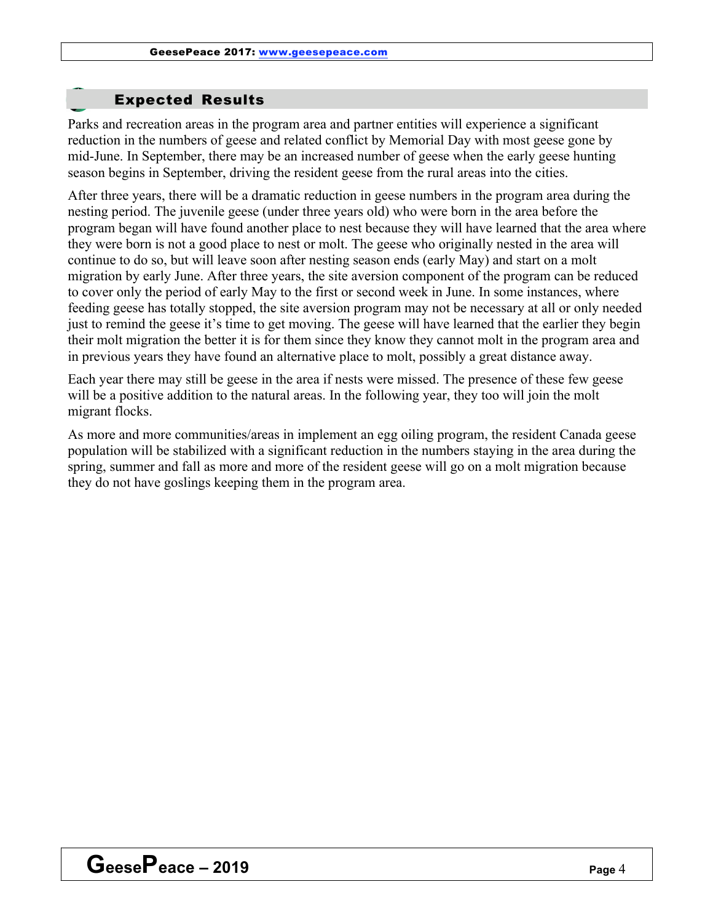## Expected Results

Parks and recreation areas in the program area and partner entities will experience a significant reduction in the numbers of geese and related conflict by Memorial Day with most geese gone by mid-June. In September, there may be an increased number of geese when the early geese hunting season begins in September, driving the resident geese from the rural areas into the cities.

After three years, there will be a dramatic reduction in geese numbers in the program area during the nesting period. The juvenile geese (under three years old) who were born in the area before the program began will have found another place to nest because they will have learned that the area where they were born is not a good place to nest or molt. The geese who originally nested in the area will continue to do so, but will leave soon after nesting season ends (early May) and start on a molt migration by early June. After three years, the site aversion component of the program can be reduced to cover only the period of early May to the first or second week in June. In some instances, where feeding geese has totally stopped, the site aversion program may not be necessary at all or only needed just to remind the geese it's time to get moving. The geese will have learned that the earlier they begin their molt migration the better it is for them since they know they cannot molt in the program area and in previous years they have found an alternative place to molt, possibly a great distance away.

Each year there may still be geese in the area if nests were missed. The presence of these few geese will be a positive addition to the natural areas. In the following year, they too will join the molt migrant flocks.

As more and more communities/areas in implement an egg oiling program, the resident Canada geese population will be stabilized with a significant reduction in the numbers staying in the area during the spring, summer and fall as more and more of the resident geese will go on a molt migration because they do not have goslings keeping them in the program area.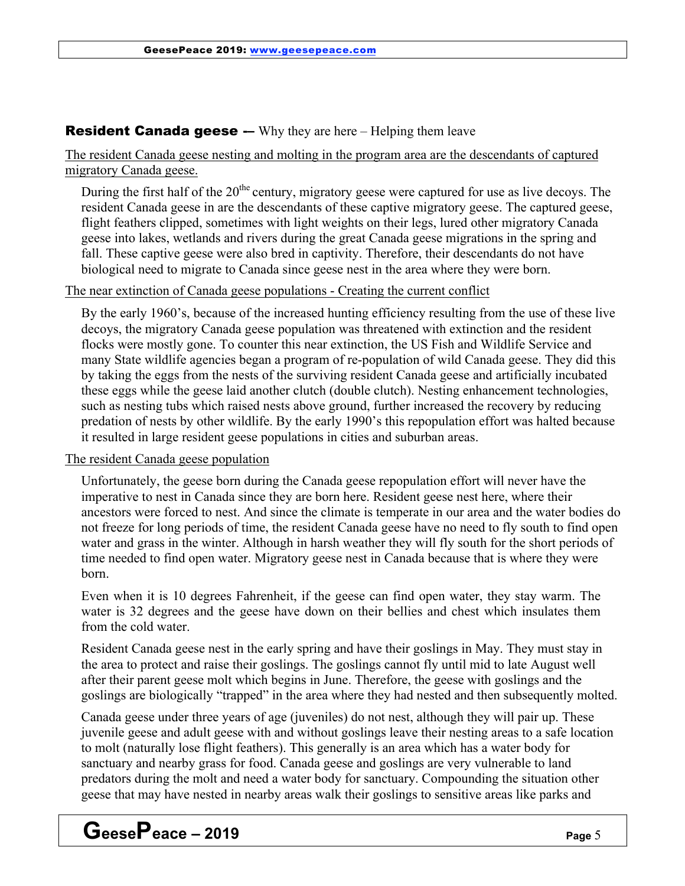## **Resident Canada geese —** Why they are here – Helping them leave

<u>The resident Canada geese nesting and molting in the program area are the descendants of captured migratory Canada geese.</u>

During the first half of the 20[the] century, migratory geese were captured for use as live decoys. The resident Canada geese in are the descendants of these captive migratory geese. The captured geese, flight feathers clipped, sometimes with light weights on their legs, lured other migratory Canada geese into lakes, wetlands and rivers during the great Canada geese migrations in the spring and fall. These captive geese were also bred in captivity. Therefore, their descendants do not have biological need to migrate to Canada since geese nest in the area where they were born.

<u>The near extinction of Canada geese populations - Creating the current conflict</u>

By the early 1960's, because of the increased hunting efficiency resulting from the use of these live decoys, the migratory Canada geese population was threatened with extinction and the resident flocks were mostly gone. To counter this near extinction, the US Fish and Wildlife Service and many State wildlife agencies began a program of re-population of wild Canada geese. They did this by taking the eggs from the nests of the surviving resident Canada geese and artificially incubated these eggs while the geese laid another clutch (double clutch). Nesting enhancement technologies, such as nesting tubs which raised nests above ground, further increased the recovery by reducing predation of nests by other wildlife. By the early 1990's this repopulation effort was halted because it resulted in large resident geese populations in cities and suburban areas.

<u>The resident Canada geese population</u>

Unfortunately, the geese born during the Canada geese repopulation effort will never have the imperative to nest in Canada since they are born here. Resident geese nest here, where their ancestors were forced to nest. And since the climate is temperate in our area and the water bodies do not freeze for long periods of time, the resident Canada geese have no need to fly south to find open water and grass in the winter. Although in harsh weather they will fly south for the short periods of time needed to find open water. Migratory geese nest in Canada because that is where they were born.

Even when it is 10 degrees Fahrenheit, if the geese can find open water, they stay warm. The water is 32 degrees and the geese have down on their bellies and chest which insulates them from the cold water.

Resident Canada geese nest in the early spring and have their goslings in May. They must stay in the area to protect and raise their goslings. The goslings cannot fly until mid to late August well after their parent geese molt which begins in June. Therefore, the geese with goslings and the goslings are biologically "trapped" in the area where they had nested and then subsequently molted.

Canada geese under three years of age (juveniles) do not nest, although they will pair up. These juvenile geese and adult geese with and without goslings leave their nesting areas to a safe location to molt (naturally lose flight feathers). This generally is an area which has a water body for sanctuary and nearby grass for food. Canada geese and goslings are very vulnerable to land predators during the molt and need a water body for sanctuary. Compounding the situation other geese that may have nested in nearby areas walk their goslings to sensitive areas like parks and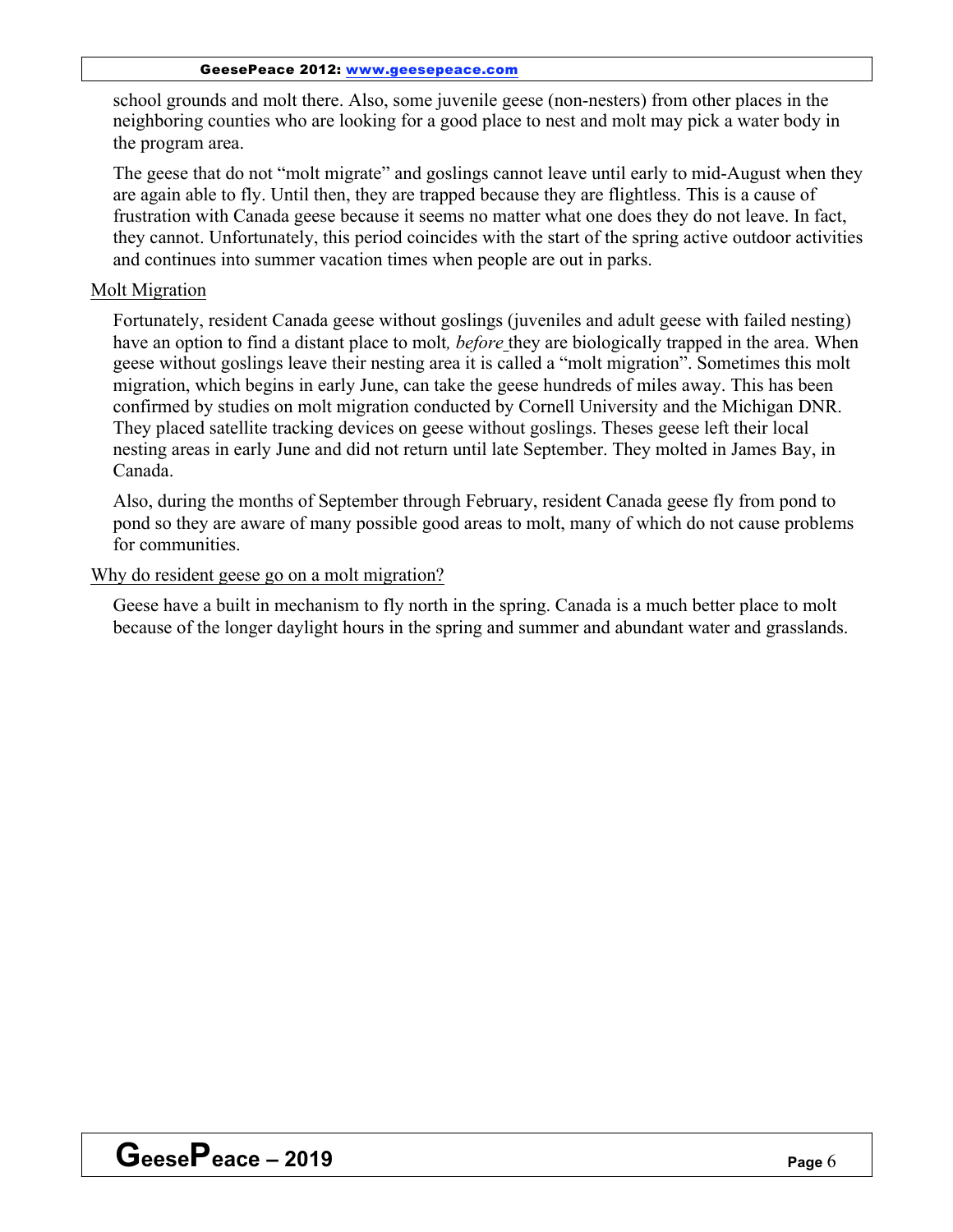school grounds and molt there. Also, some juvenile geese (non-nesters) from other places in the neighboring counties who are looking for a good place to nest and molt may pick a water body in the program area.

The geese that do not "molt migrate" and goslings cannot leave until early to mid-August when they are again able to fly. Until then, they are trapped because they are flightless. This is a cause of frustration with Canada geese because it seems no matter what one does they do not leave. In fact, they cannot. Unfortunately, this period coincides with the start of the spring active outdoor activities and continues into summer vacation times when people are out in parks.

## Molt Migration

Fortunately, resident Canada geese without goslings (juveniles and adult geese with failed nesting) have an option to find a distant place to molt, *before* they are biologically trapped in the area. When geese without goslings leave their nesting area it is called a "molt migration". Sometimes this molt migration, which begins in early June, can take the geese hundreds of miles away. This has been confirmed by studies on molt migration conducted by Cornell University and the Michigan DNR. They placed satellite tracking devices on geese without goslings. Theses geese left their local nesting areas in early June and did not return until late September. They molted in James Bay, in Canada.

Also, during the months of September through February, resident Canada geese fly from pond to pond so they are aware of many possible good areas to molt, many of which do not cause problems for communities.

## Why do resident geese go on a molt migration?

Geese have a built in mechanism to fly north in the spring. Canada is a much better place to molt because of the longer daylight hours in the spring and summer and abundant water and grasslands.